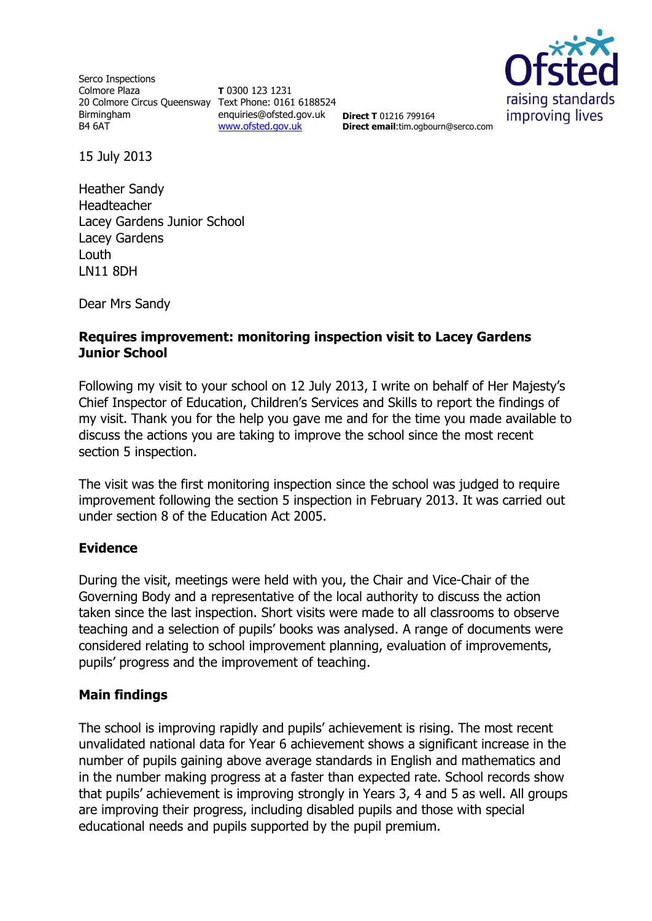Serco Inspections
Colmore Plaza
20 Colmore Circus Queensway
Birmingham
B4 6AT

**T** 0300 123 1231
Text Phone: 0161 6188524
enquiries@ofsted.gov.uk
www.ofsted.gov.uk

**Direct T** 01216 799164
**Direct email**:tim.ogbourn@serco.com

Ofsted
raising standards
improving lives

15 July 2013

Heather Sandy
Headteacher
Lacey Gardens Junior School
Lacey Gardens
Louth
LN11 8DH

Dear Mrs Sandy

**Requires improvement: monitoring inspection visit to Lacey Gardens Junior School**

Following my visit to your school on 12 July 2013, I write on behalf of Her Majesty's Chief Inspector of Education, Children's Services and Skills to report the findings of my visit. Thank you for the help you gave me and for the time you made available to discuss the actions you are taking to improve the school since the most recent section 5 inspection.

The visit was the first monitoring inspection since the school was judged to require improvement following the section 5 inspection in February 2013. It was carried out under section 8 of the Education Act 2005.

## Evidence

During the visit, meetings were held with you, the Chair and Vice-Chair of the Governing Body and a representative of the local authority to discuss the action taken since the last inspection. Short visits were made to all classrooms to observe teaching and a selection of pupils' books was analysed. A range of documents were considered relating to school improvement planning, evaluation of improvements, pupils' progress and the improvement of teaching.

## Main findings

The school is improving rapidly and pupils' achievement is rising. The most recent unvalidated national data for Year 6 achievement shows a significant increase in the number of pupils gaining above average standards in English and mathematics and in the number making progress at a faster than expected rate. School records show that pupils' achievement is improving strongly in Years 3, 4 and 5 as well. All groups are improving their progress, including disabled pupils and those with special educational needs and pupils supported by the pupil premium.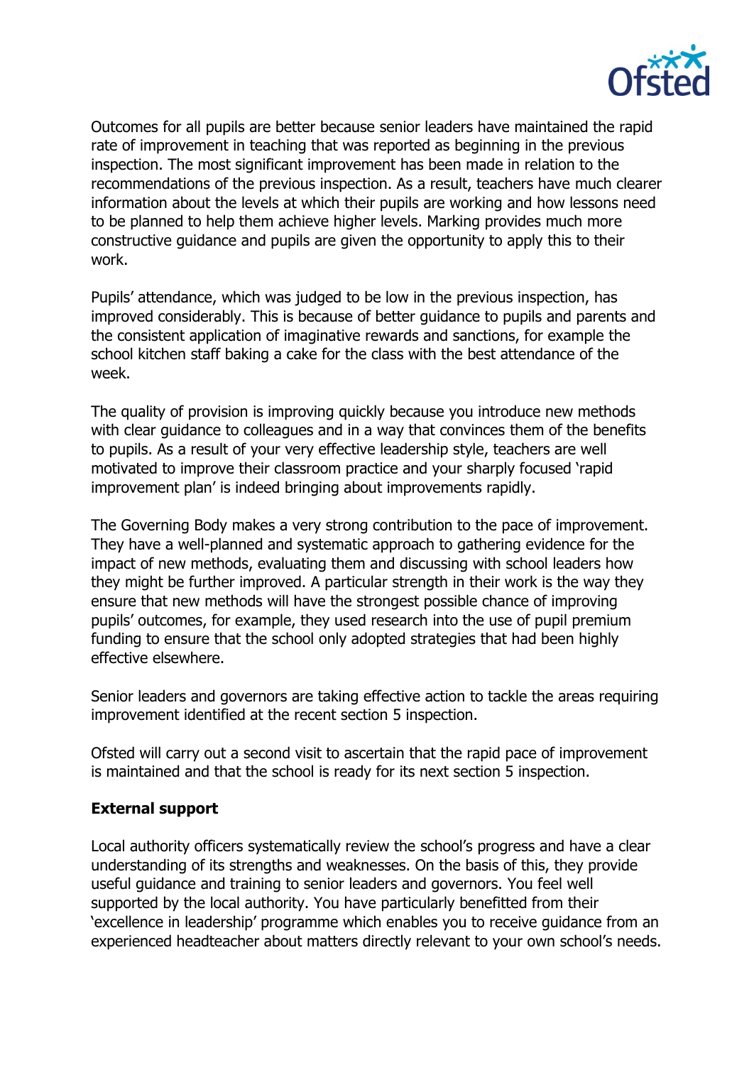Outcomes for all pupils are better because senior leaders have maintained the rapid rate of improvement in teaching that was reported as beginning in the previous inspection. The most significant improvement has been made in relation to the recommendations of the previous inspection. As a result, teachers have much clearer information about the levels at which their pupils are working and how lessons need to be planned to help them achieve higher levels. Marking provides much more constructive guidance and pupils are given the opportunity to apply this to their work.

Pupils' attendance, which was judged to be low in the previous inspection, has improved considerably. This is because of better guidance to pupils and parents and the consistent application of imaginative rewards and sanctions, for example the school kitchen staff baking a cake for the class with the best attendance of the week.

The quality of provision is improving quickly because you introduce new methods with clear guidance to colleagues and in a way that convinces them of the benefits to pupils. As a result of your very effective leadership style, teachers are well motivated to improve their classroom practice and your sharply focused 'rapid improvement plan' is indeed bringing about improvements rapidly.

The Governing Body makes a very strong contribution to the pace of improvement. They have a well-planned and systematic approach to gathering evidence for the impact of new methods, evaluating them and discussing with school leaders how they might be further improved. A particular strength in their work is the way they ensure that new methods will have the strongest possible chance of improving pupils' outcomes, for example, they used research into the use of pupil premium funding to ensure that the school only adopted strategies that had been highly effective elsewhere.

Senior leaders and governors are taking effective action to tackle the areas requiring improvement identified at the recent section 5 inspection.

Ofsted will carry out a second visit to ascertain that the rapid pace of improvement is maintained and that the school is ready for its next section 5 inspection.

**External support**

Local authority officers systematically review the school's progress and have a clear understanding of its strengths and weaknesses. On the basis of this, they provide useful guidance and training to senior leaders and governors. You feel well supported by the local authority. You have particularly benefitted from their 'excellence in leadership' programme which enables you to receive guidance from an experienced headteacher about matters directly relevant to your own school's needs.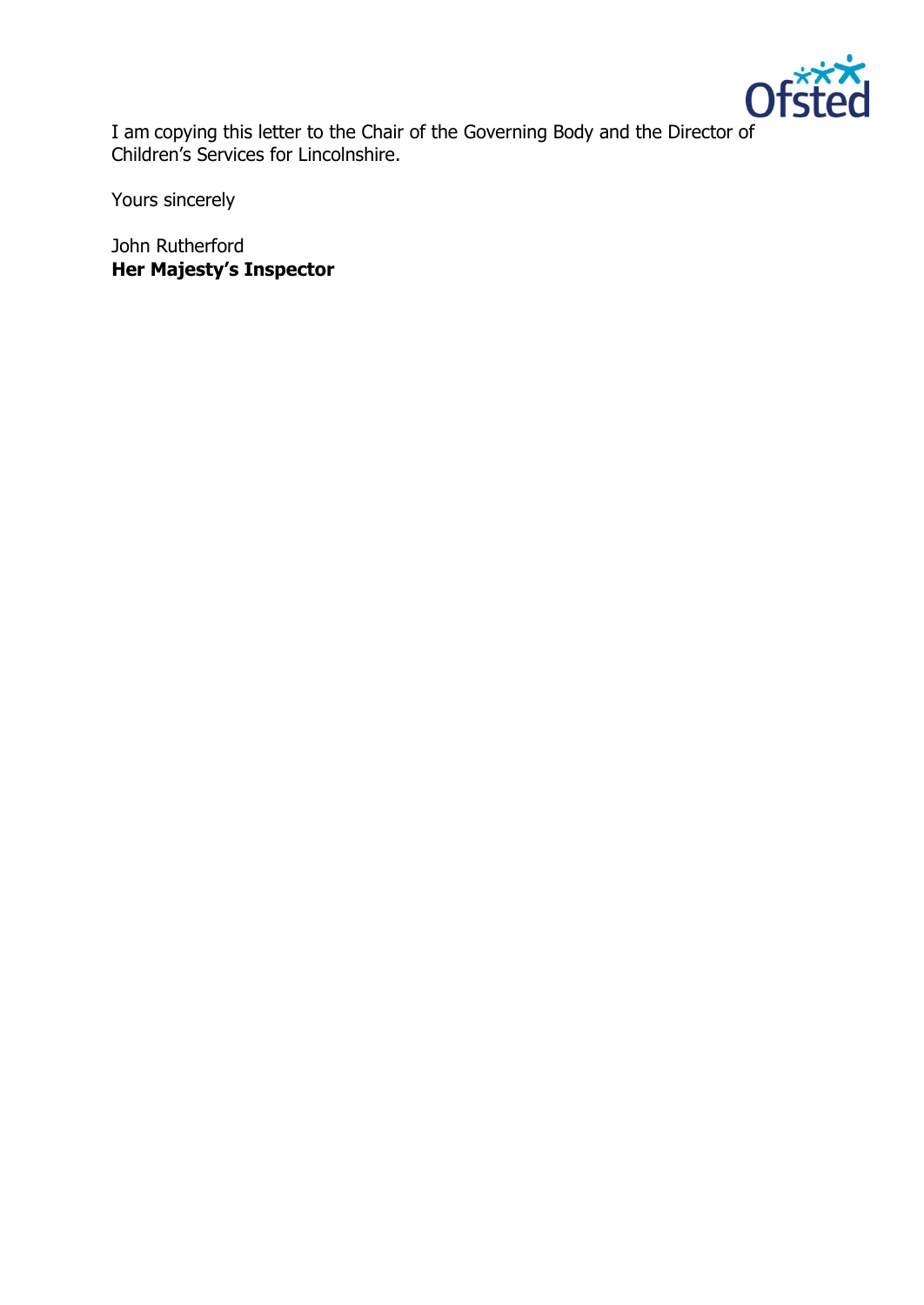I am copying this letter to the Chair of the Governing Body and the Director of Children's Services for Lincolnshire.

Yours sincerely

John Rutherford
**Her Majesty's Inspector**